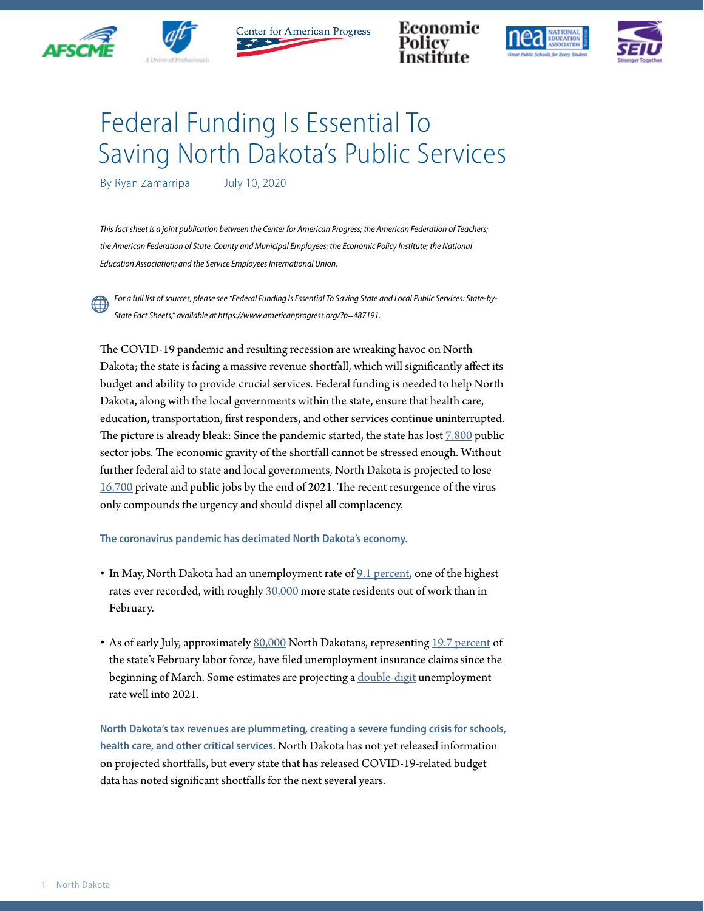# Federal Funding Is Essential To Saving North Dakota's Public Services

By Ryan Zamarripa July 10, 2020

*This fact sheet is a joint publication between the Center for American Progress; the American Federation of Teachers; the American Federation of State, County and Municipal Employees; the Economic Policy Institute; the National Education Association; and the Service Employees International Union.*

*For a full list of sources, please see "Federal Funding Is Essential To Saving State and Local Public Services: State-by-State Fact Sheets," available at https://www.americanprogress.org/?p=487191.*

The COVID-19 pandemic and resulting recession are wreaking havoc on North Dakota; the state is facing a massive revenue shortfall, which will significantly affect its budget and ability to provide crucial services. Federal funding is needed to help North Dakota, along with the local governments within the state, ensure that health care, education, transportation, first responders, and other services continue uninterrupted. The picture is already bleak: Since the pandemic started, the state has lost 7,800 public sector jobs. The economic gravity of the shortfall cannot be stressed enough. Without further federal aid to state and local governments, North Dakota is projected to lose 16,700 private and public jobs by the end of 2021. The recent resurgence of the virus only compounds the urgency and should dispel all complacency.

**The coronavirus pandemic has decimated North Dakota's economy.**

- In May, North Dakota had an unemployment rate of 9.1 percent, one of the highest rates ever recorded, with roughly 30,000 more state residents out of work than in February.
- As of early July, approximately 80,000 North Dakotans, representing 19.7 percent of the state's February labor force, have filed unemployment insurance claims since the beginning of March. Some estimates are projecting a double-digit unemployment rate well into 2021.

**North Dakota's tax revenues are plummeting, creating a severe funding crisis for schools, health care, and other critical services.** North Dakota has not yet released information on projected shortfalls, but every state that has released COVID-19-related budget data has noted significant shortfalls for the next several years.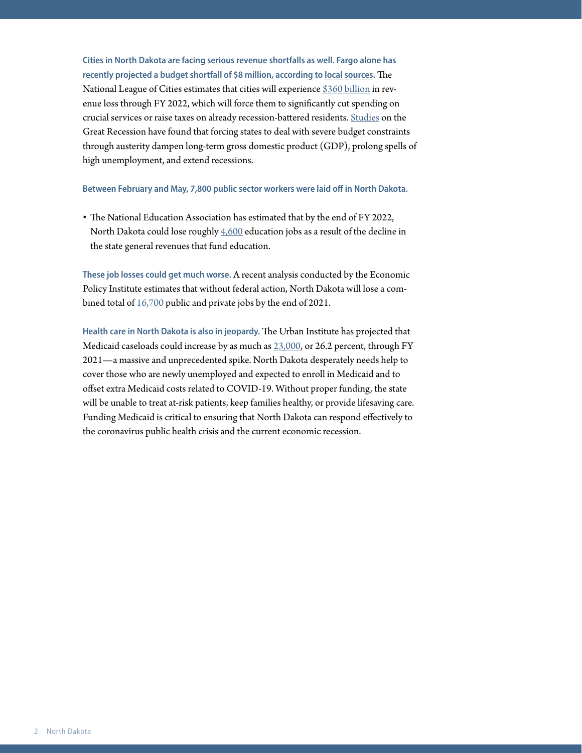**Cities in North Dakota are facing serious revenue shortfalls as well. Fargo alone has recently projected a budget shortfall of $8 million, according to local sources.** The National League of Cities estimates that cities will experience $360 billion in revenue loss through FY 2022, which will force them to significantly cut spending on crucial services or raise taxes on already recession-battered residents. Studies on the Great Recession have found that forcing states to deal with severe budget constraints through austerity dampen long-term gross domestic product (GDP), prolong spells of high unemployment, and extend recessions.

**Between February and May, 7,800 public sector workers were laid off in North Dakota.**

- The National Education Association has estimated that by the end of FY 2022, North Dakota could lose roughly 4,600 education jobs as a result of the decline in the state general revenues that fund education.

**These job losses could get much worse.** A recent analysis conducted by the Economic Policy Institute estimates that without federal action, North Dakota will lose a combined total of 16,700 public and private jobs by the end of 2021.

**Health care in North Dakota is also in jeopardy.** The Urban Institute has projected that Medicaid caseloads could increase by as much as 23,000, or 26.2 percent, through FY 2021—a massive and unprecedented spike. North Dakota desperately needs help to cover those who are newly unemployed and expected to enroll in Medicaid and to offset extra Medicaid costs related to COVID-19. Without proper funding, the state will be unable to treat at-risk patients, keep families healthy, or provide lifesaving care. Funding Medicaid is critical to ensuring that North Dakota can respond effectively to the coronavirus public health crisis and the current economic recession.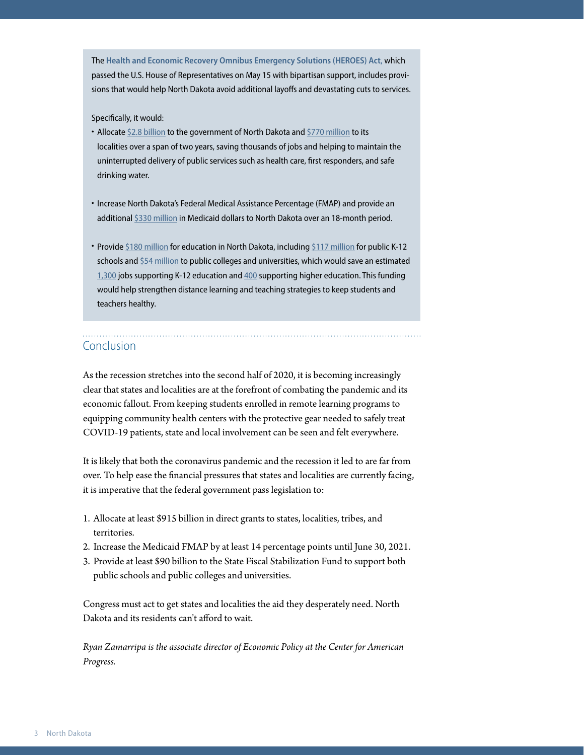The **Health and Economic Recovery Omnibus Emergency Solutions (HEROES) Act,** which passed the U.S. House of Representatives on May 15 with bipartisan support, includes provisions that would help North Dakota avoid additional layoffs and devastating cuts to services.

Specifically, it would:

- Allocate $2.8 billion to the government of North Dakota and $770 million to its localities over a span of two years, saving thousands of jobs and helping to maintain the uninterrupted delivery of public services such as health care, first responders, and safe drinking water.
- Increase North Dakota's Federal Medical Assistance Percentage (FMAP) and provide an additional $330 million in Medicaid dollars to North Dakota over an 18-month period.
- Provide $180 million for education in North Dakota, including $117 million for public K-12 schools and $54 million to public colleges and universities, which would save an estimated 1,300 jobs supporting K-12 education and 400 supporting higher education. This funding would help strengthen distance learning and teaching strategies to keep students and teachers healthy.

## Conclusion

As the recession stretches into the second half of 2020, it is becoming increasingly clear that states and localities are at the forefront of combating the pandemic and its economic fallout. From keeping students enrolled in remote learning programs to equipping community health centers with the protective gear needed to safely treat COVID-19 patients, state and local involvement can be seen and felt everywhere.

It is likely that both the coronavirus pandemic and the recession it led to are far from over. To help ease the financial pressures that states and localities are currently facing, it is imperative that the federal government pass legislation to:

1. Allocate at least $915 billion in direct grants to states, localities, tribes, and territories.
2. Increase the Medicaid FMAP by at least 14 percentage points until June 30, 2021.
3. Provide at least $90 billion to the State Fiscal Stabilization Fund to support both public schools and public colleges and universities.

Congress must act to get states and localities the aid they desperately need. North Dakota and its residents can't afford to wait.

*Ryan Zamarripa is the associate director of Economic Policy at the Center for American Progress.*